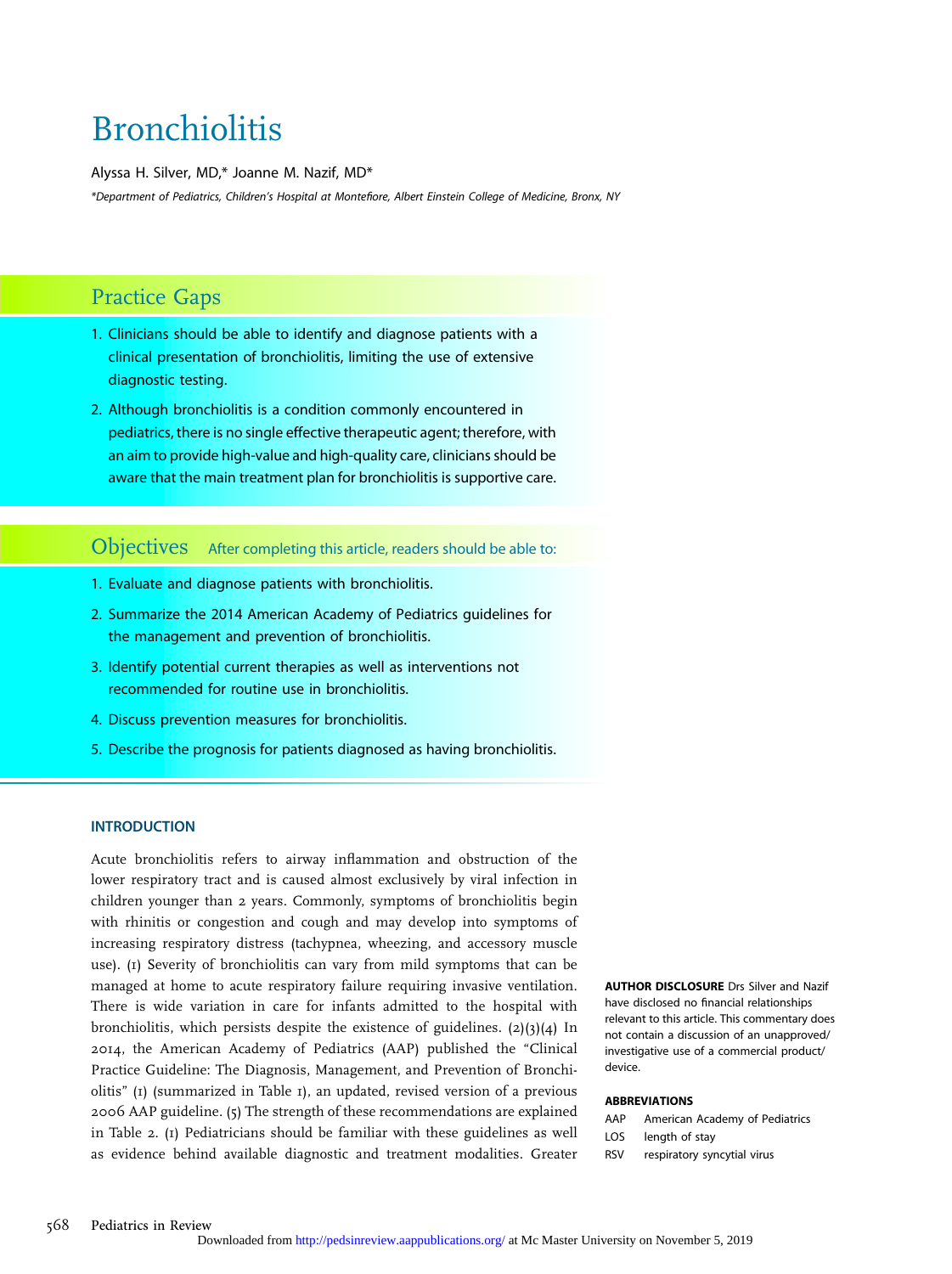# Bronchiolitis

Alyssa H. Silver, MD,* Joanne M. Nazif, MD*

*Department of Pediatrics, Children's Hospital at Montefiore, Albert Einstein College of Medicine, Bronx, NY

## Practice Gaps

1. Clinicians should be able to identify and diagnose patients with a clinical presentation of bronchiolitis, limiting the use of extensive diagnostic testing.
2. Although bronchiolitis is a condition commonly encountered in pediatrics, there is no single effective therapeutic agent; therefore, with an aim to provide high-value and high-quality care, clinicians should be aware that the main treatment plan for bronchiolitis is supportive care.

## Objectives

After completing this article, readers should be able to:

1. Evaluate and diagnose patients with bronchiolitis.
2. Summarize the 2014 American Academy of Pediatrics guidelines for the management and prevention of bronchiolitis.
3. Identify potential current therapies as well as interventions not recommended for routine use in bronchiolitis.
4. Discuss prevention measures for bronchiolitis.
5. Describe the prognosis for patients diagnosed as having bronchiolitis.

### INTRODUCTION

Acute bronchiolitis refers to airway inflammation and obstruction of the lower respiratory tract and is caused almost exclusively by viral infection in children younger than 2 years. Commonly, symptoms of bronchiolitis begin with rhinitis or congestion and cough and may develop into symptoms of increasing respiratory distress (tachypnea, wheezing, and accessory muscle use). (1) Severity of bronchiolitis can vary from mild symptoms that can be managed at home to acute respiratory failure requiring invasive ventilation. There is wide variation in care for infants admitted to the hospital with bronchiolitis, which persists despite the existence of guidelines. (2)(3)(4) In 2014, the American Academy of Pediatrics (AAP) published the "Clinical Practice Guideline: The Diagnosis, Management, and Prevention of Bronchiolitis" (1) (summarized in Table 1), an updated, revised version of a previous 2006 AAP guideline. (5) The strength of these recommendations are explained in Table 2. (1) Pediatricians should be familiar with these guidelines as well as evidence behind available diagnostic and treatment modalities. Greater

**AUTHOR DISCLOSURE** Drs Silver and Nazif have disclosed no financial relationships relevant to this article. This commentary does not contain a discussion of an unapproved/investigative use of a commercial product/device.

**ABBREVIATIONS**

| | |
|---|---|
| AAP | American Academy of Pediatrics |
| LOS | length of stay |
| RSV | respiratory syncytial virus |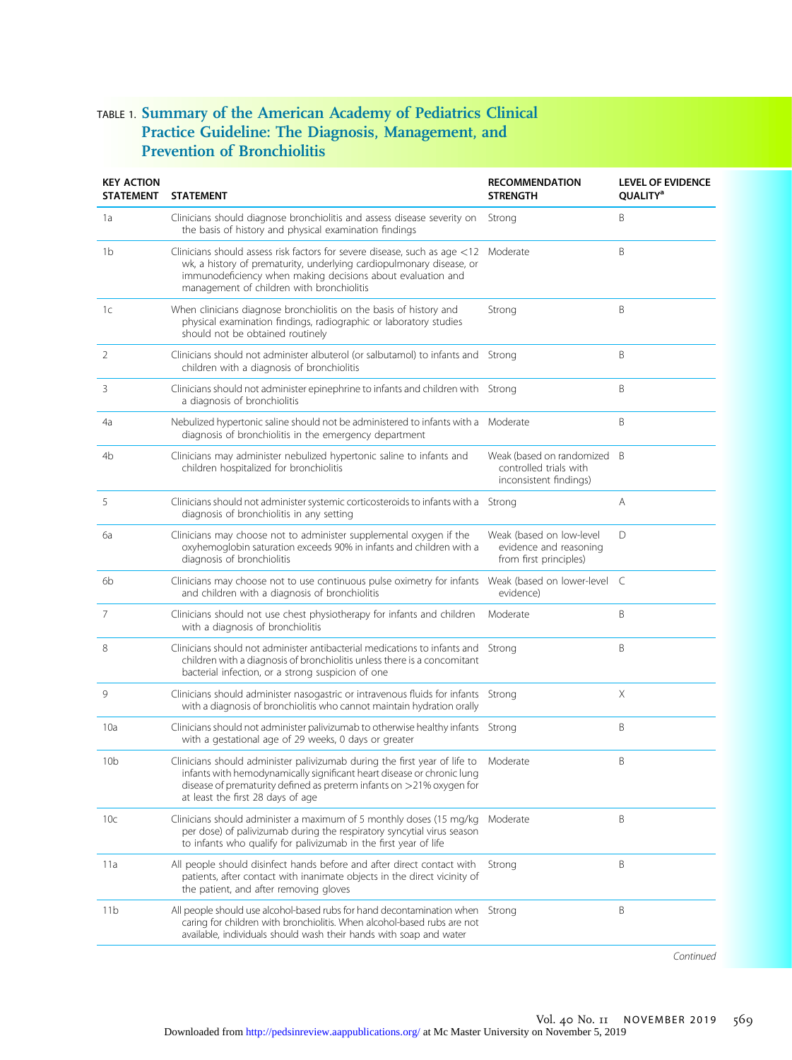TABLE 1. **Summary of the American Academy of Pediatrics Clinical Practice Guideline: The Diagnosis, Management, and Prevention of Bronchiolitis**

| KEY ACTION STATEMENT | STATEMENT | RECOMMENDATION STRENGTH | LEVEL OF EVIDENCE QUALITY[a] |
|---|---|---|---|
| 1a | Clinicians should diagnose bronchiolitis and assess disease severity on the basis of history and physical examination findings | Strong | B |
| 1b | Clinicians should assess risk factors for severe disease, such as age <12 wk, a history of prematurity, underlying cardiopulmonary disease, or immunodeficiency when making decisions about evaluation and management of children with bronchiolitis | Moderate | B |
| 1c | When clinicians diagnose bronchiolitis on the basis of history and physical examination findings, radiographic or laboratory studies should not be obtained routinely | Strong | B |
| 2 | Clinicians should not administer albuterol (or salbutamol) to infants and children with a diagnosis of bronchiolitis | Strong | B |
| 3 | Clinicians should not administer epinephrine to infants and children with a diagnosis of bronchiolitis | Strong | B |
| 4a | Nebulized hypertonic saline should not be administered to infants with a diagnosis of bronchiolitis in the emergency department | Moderate | B |
| 4b | Clinicians may administer nebulized hypertonic saline to infants and children hospitalized for bronchiolitis | Weak (based on randomized controlled trials with inconsistent findings) | B |
| 5 | Clinicians should not administer systemic corticosteroids to infants with a diagnosis of bronchiolitis in any setting | Strong | A |
| 6a | Clinicians may choose not to administer supplemental oxygen if the oxyhemoglobin saturation exceeds 90% in infants and children with a diagnosis of bronchiolitis | Weak (based on low-level evidence and reasoning from first principles) | D |
| 6b | Clinicians may choose not to use continuous pulse oximetry for infants and children with a diagnosis of bronchiolitis | Weak (based on lower-level evidence) | C |
| 7 | Clinicians should not use chest physiotherapy for infants and children with a diagnosis of bronchiolitis | Moderate | B |
| 8 | Clinicians should not administer antibacterial medications to infants and children with a diagnosis of bronchiolitis unless there is a concomitant bacterial infection, or a strong suspicion of one | Strong | B |
| 9 | Clinicians should administer nasogastric or intravenous fluids for infants with a diagnosis of bronchiolitis who cannot maintain hydration orally | Strong | X |
| 10a | Clinicians should not administer palivizumab to otherwise healthy infants with a gestational age of 29 weeks, 0 days or greater | Strong | B |
| 10b | Clinicians should administer palivizumab during the first year of life to infants with hemodynamically significant heart disease or chronic lung disease of prematurity defined as preterm infants on >21% oxygen for at least the first 28 days of age | Moderate | B |
| 10c | Clinicians should administer a maximum of 5 monthly doses (15 mg/kg per dose) of palivizumab during the respiratory syncytial virus season to infants who qualify for palivizumab in the first year of life | Moderate | B |
| 11a | All people should disinfect hands before and after direct contact with patients, after contact with inanimate objects in the direct vicinity of the patient, and after removing gloves | Strong | B |
| 11b | All people should use alcohol-based rubs for hand decontamination when caring for children with bronchiolitis. When alcohol-based rubs are not available, individuals should wash their hands with soap and water | Strong | B |

*Continued*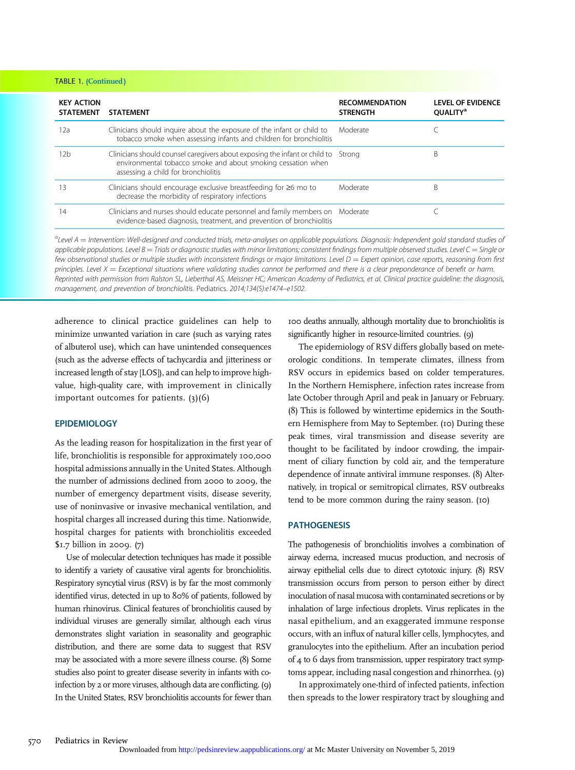TABLE 1. (Continued)

| KEY ACTION STATEMENT | STATEMENT | RECOMMENDATION STRENGTH | LEVEL OF EVIDENCE QUALITY[a] |
| --- | --- | --- | --- |
| 12a | Clinicians should inquire about the exposure of the infant or child to tobacco smoke when assessing infants and children for bronchiolitis | Moderate | C |
| 12b | Clinicians should counsel caregivers about exposing the infant or child to environmental tobacco smoke and about smoking cessation when assessing a child for bronchiolitis | Strong | B |
| 13 | Clinicians should encourage exclusive breastfeeding for ≥6 mo to decrease the morbidity of respiratory infections | Moderate | B |
| 14 | Clinicians and nurses should educate personnel and family members on evidence-based diagnosis, treatment, and prevention of bronchiolitis | Moderate | C |

*[a]Level A = Intervention: Well-designed and conducted trials, meta-analyses on applicable populations. Diagnosis: Independent gold standard studies of applicable populations. Level B = Trials or diagnostic studies with minor limitations; consistent findings from multiple observed studies. Level C = Single or few observational studies or multiple studies with inconsistent findings or major limitations. Level D = Expert opinion, case reports, reasoning from first principles. Level X = Exceptional situations where validating studies cannot be performed and there is a clear preponderance of benefit or harm. Reprinted with permission from Ralston SL, Lieberthal AS, Meissner HC; American Academy of Pediatrics, et al. Clinical practice guideline: the diagnosis, management, and prevention of bronchiolitis.* Pediatrics. *2014;134(5):e1474–e1502.*

adherence to clinical practice guidelines can help to minimize unwanted variation in care (such as varying rates of albuterol use), which can have unintended consequences (such as the adverse effects of tachycardia and jitteriness or increased length of stay [LOS]), and can help to improve high-value, high-quality care, with improvement in clinically important outcomes for patients. (3)(6)

## EPIDEMIOLOGY

As the leading reason for hospitalization in the first year of life, bronchiolitis is responsible for approximately 100,000 hospital admissions annually in the United States. Although the number of admissions declined from 2000 to 2009, the number of emergency department visits, disease severity, use of noninvasive or invasive mechanical ventilation, and hospital charges all increased during this time. Nationwide, hospital charges for patients with bronchiolitis exceeded $1.7 billion in 2009. (7)

Use of molecular detection techniques has made it possible to identify a variety of causative viral agents for bronchiolitis. Respiratory syncytial virus (RSV) is by far the most commonly identified virus, detected in up to 80% of patients, followed by human rhinovirus. Clinical features of bronchiolitis caused by individual viruses are generally similar, although each virus demonstrates slight variation in seasonality and geographic distribution, and there are some data to suggest that RSV may be associated with a more severe illness course. (8) Some studies also point to greater disease severity in infants with co-infection by 2 or more viruses, although data are conflicting. (9) In the United States, RSV bronchiolitis accounts for fewer than 100 deaths annually, although mortality due to bronchiolitis is significantly higher in resource-limited countries. (9)

The epidemiology of RSV differs globally based on meteorologic conditions. In temperate climates, illness from RSV occurs in epidemics based on colder temperatures. In the Northern Hemisphere, infection rates increase from late October through April and peak in January or February. (8) This is followed by wintertime epidemics in the Southern Hemisphere from May to September. (10) During these peak times, viral transmission and disease severity are thought to be facilitated by indoor crowding, the impairment of ciliary function by cold air, and the temperature dependence of innate antiviral immune responses. (8) Alternatively, in tropical or semitropical climates, RSV outbreaks tend to be more common during the rainy season. (10)

## PATHOGENESIS

The pathogenesis of bronchiolitis involves a combination of airway edema, increased mucus production, and necrosis of airway epithelial cells due to direct cytotoxic injury. (8) RSV transmission occurs from person to person either by direct inoculation of nasal mucosa with contaminated secretions or by inhalation of large infectious droplets. Virus replicates in the nasal epithelium, and an exaggerated immune response occurs, with an influx of natural killer cells, lymphocytes, and granulocytes into the epithelium. After an incubation period of 4 to 6 days from transmission, upper respiratory tract symptoms appear, including nasal congestion and rhinorrhea. (9)

In approximately one-third of infected patients, infection then spreads to the lower respiratory tract by sloughing and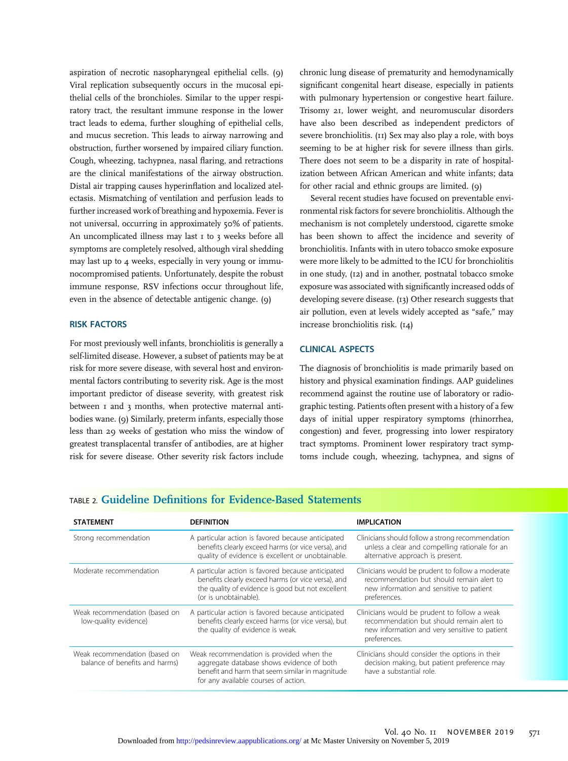aspiration of necrotic nasopharyngeal epithelial cells. (9) Viral replication subsequently occurs in the mucosal epithelial cells of the bronchioles. Similar to the upper respiratory tract, the resultant immune response in the lower tract leads to edema, further sloughing of epithelial cells, and mucus secretion. This leads to airway narrowing and obstruction, further worsened by impaired ciliary function. Cough, wheezing, tachypnea, nasal flaring, and retractions are the clinical manifestations of the airway obstruction. Distal air trapping causes hyperinflation and localized atelectasis. Mismatching of ventilation and perfusion leads to further increased work of breathing and hypoxemia. Fever is not universal, occurring in approximately 50% of patients. An uncomplicated illness may last 1 to 3 weeks before all symptoms are completely resolved, although viral shedding may last up to 4 weeks, especially in very young or immunocompromised patients. Unfortunately, despite the robust immune response, RSV infections occur throughout life, even in the absence of detectable antigenic change. (9)

## RISK FACTORS

For most previously well infants, bronchiolitis is generally a self-limited disease. However, a subset of patients may be at risk for more severe disease, with several host and environmental factors contributing to severity risk. Age is the most important predictor of disease severity, with greatest risk between 1 and 3 months, when protective maternal antibodies wane. (9) Similarly, preterm infants, especially those less than 29 weeks of gestation who miss the window of greatest transplacental transfer of antibodies, are at higher risk for severe disease. Other severity risk factors include chronic lung disease of prematurity and hemodynamically significant congenital heart disease, especially in patients with pulmonary hypertension or congestive heart failure. Trisomy 21, lower weight, and neuromuscular disorders have also been described as independent predictors of severe bronchiolitis. (11) Sex may also play a role, with boys seeming to be at higher risk for severe illness than girls. There does not seem to be a disparity in rate of hospitalization between African American and white infants; data for other racial and ethnic groups are limited. (9)

Several recent studies have focused on preventable environmental risk factors for severe bronchiolitis. Although the mechanism is not completely understood, cigarette smoke has been shown to affect the incidence and severity of bronchiolitis. Infants with in utero tobacco smoke exposure were more likely to be admitted to the ICU for bronchiolitis in one study, (12) and in another, postnatal tobacco smoke exposure was associated with significantly increased odds of developing severe disease. (13) Other research suggests that air pollution, even at levels widely accepted as "safe," may increase bronchiolitis risk. (14)

## CLINICAL ASPECTS

The diagnosis of bronchiolitis is made primarily based on history and physical examination findings. AAP guidelines recommend against the routine use of laboratory or radiographic testing. Patients often present with a history of a few days of initial upper respiratory symptoms (rhinorrhea, congestion) and fever, progressing into lower respiratory tract symptoms. Prominent lower respiratory tract symptoms include cough, wheezing, tachypnea, and signs of

TABLE 2. **Guideline Definitions for Evidence-Based Statements**

| STATEMENT | DEFINITION | IMPLICATION |
|---|---|---|
| Strong recommendation | A particular action is favored because anticipated benefits clearly exceed harms (or vice versa), and quality of evidence is excellent or unobtainable. | Clinicians should follow a strong recommendation unless a clear and compelling rationale for an alternative approach is present. |
| Moderate recommendation | A particular action is favored because anticipated benefits clearly exceed harms (or vice versa), and the quality of evidence is good but not excellent (or is unobtainable). | Clinicians would be prudent to follow a moderate recommendation but should remain alert to new information and sensitive to patient preferences. |
| Weak recommendation (based on low-quality evidence) | A particular action is favored because anticipated benefits clearly exceed harms (or vice versa), but the quality of evidence is weak. | Clinicians would be prudent to follow a weak recommendation but should remain alert to new information and very sensitive to patient preferences. |
| Weak recommendation (based on balance of benefits and harms) | Weak recommendation is provided when the aggregate database shows evidence of both benefit and harm that seem similar in magnitude for any available courses of action. | Clinicians should consider the options in their decision making, but patient preference may have a substantial role. |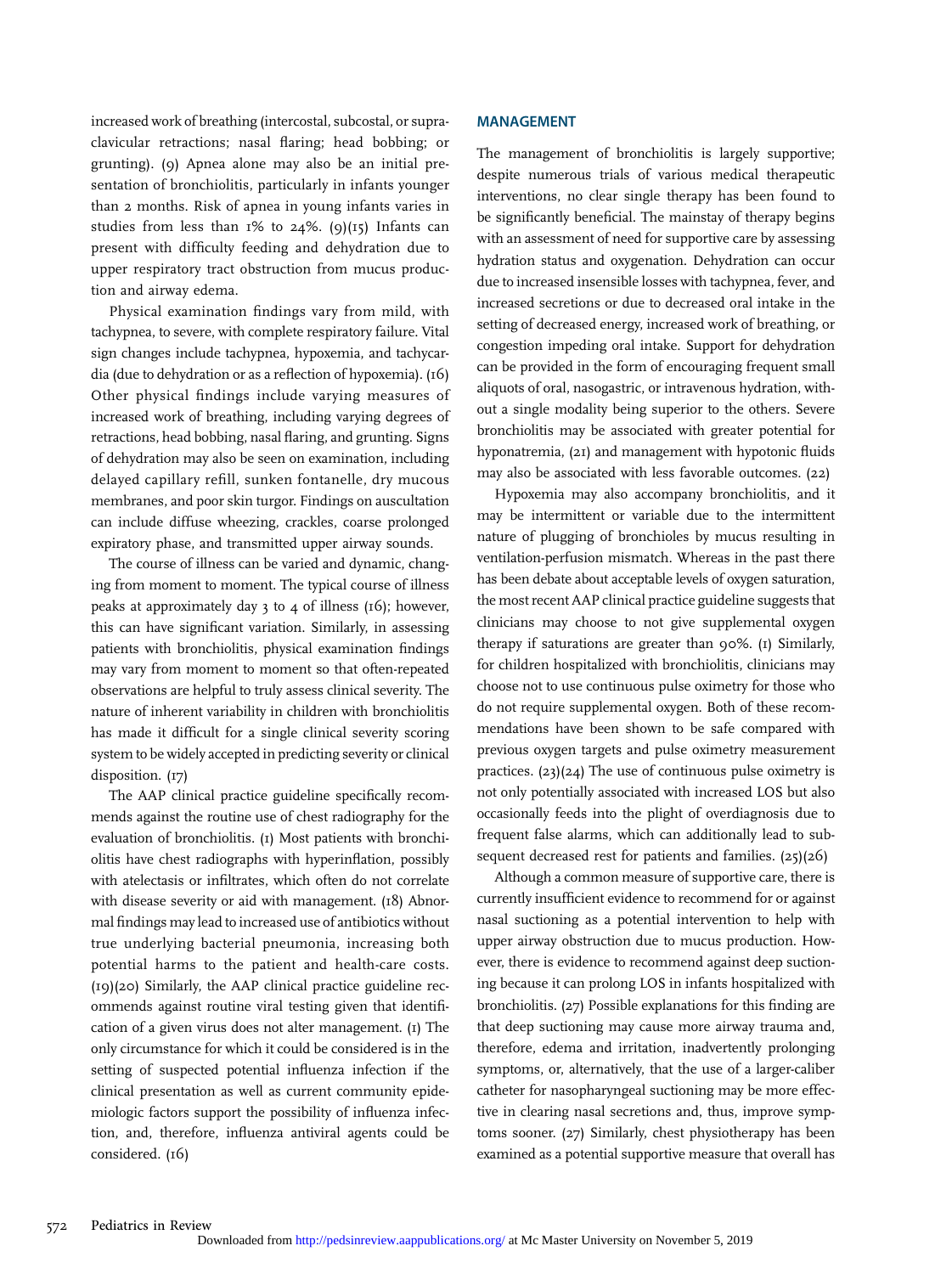increased work of breathing (intercostal, subcostal, or supraclavicular retractions; nasal flaring; head bobbing; or grunting). (9) Apnea alone may also be an initial presentation of bronchiolitis, particularly in infants younger than 2 months. Risk of apnea in young infants varies in studies from less than 1% to 24%. (9)(15) Infants can present with difficulty feeding and dehydration due to upper respiratory tract obstruction from mucus production and airway edema.

Physical examination findings vary from mild, with tachypnea, to severe, with complete respiratory failure. Vital sign changes include tachypnea, hypoxemia, and tachycardia (due to dehydration or as a reflection of hypoxemia). (16) Other physical findings include varying measures of increased work of breathing, including varying degrees of retractions, head bobbing, nasal flaring, and grunting. Signs of dehydration may also be seen on examination, including delayed capillary refill, sunken fontanelle, dry mucous membranes, and poor skin turgor. Findings on auscultation can include diffuse wheezing, crackles, coarse prolonged expiratory phase, and transmitted upper airway sounds.

The course of illness can be varied and dynamic, changing from moment to moment. The typical course of illness peaks at approximately day 3 to 4 of illness (16); however, this can have significant variation. Similarly, in assessing patients with bronchiolitis, physical examination findings may vary from moment to moment so that often-repeated observations are helpful to truly assess clinical severity. The nature of inherent variability in children with bronchiolitis has made it difficult for a single clinical severity scoring system to be widely accepted in predicting severity or clinical disposition. (17)

The AAP clinical practice guideline specifically recommends against the routine use of chest radiography for the evaluation of bronchiolitis. (1) Most patients with bronchiolitis have chest radiographs with hyperinflation, possibly with atelectasis or infiltrates, which often do not correlate with disease severity or aid with management. (18) Abnormal findings may lead to increased use of antibiotics without true underlying bacterial pneumonia, increasing both potential harms to the patient and health-care costs. (19)(20) Similarly, the AAP clinical practice guideline recommends against routine viral testing given that identification of a given virus does not alter management. (1) The only circumstance for which it could be considered is in the setting of suspected potential influenza infection if the clinical presentation as well as current community epidemiologic factors support the possibility of influenza infection, and, therefore, influenza antiviral agents could be considered. (16)

## MANAGEMENT

The management of bronchiolitis is largely supportive; despite numerous trials of various medical therapeutic interventions, no clear single therapy has been found to be significantly beneficial. The mainstay of therapy begins with an assessment of need for supportive care by assessing hydration status and oxygenation. Dehydration can occur due to increased insensible losses with tachypnea, fever, and increased secretions or due to decreased oral intake in the setting of decreased energy, increased work of breathing, or congestion impeding oral intake. Support for dehydration can be provided in the form of encouraging frequent small aliquots of oral, nasogastric, or intravenous hydration, without a single modality being superior to the others. Severe bronchiolitis may be associated with greater potential for hyponatremia, (21) and management with hypotonic fluids may also be associated with less favorable outcomes. (22)

Hypoxemia may also accompany bronchiolitis, and it may be intermittent or variable due to the intermittent nature of plugging of bronchioles by mucus resulting in ventilation-perfusion mismatch. Whereas in the past there has been debate about acceptable levels of oxygen saturation, the most recent AAP clinical practice guideline suggests that clinicians may choose to not give supplemental oxygen therapy if saturations are greater than 90%. (1) Similarly, for children hospitalized with bronchiolitis, clinicians may choose not to use continuous pulse oximetry for those who do not require supplemental oxygen. Both of these recommendations have been shown to be safe compared with previous oxygen targets and pulse oximetry measurement practices. (23)(24) The use of continuous pulse oximetry is not only potentially associated with increased LOS but also occasionally feeds into the plight of overdiagnosis due to frequent false alarms, which can additionally lead to subsequent decreased rest for patients and families. (25)(26)

Although a common measure of supportive care, there is currently insufficient evidence to recommend for or against nasal suctioning as a potential intervention to help with upper airway obstruction due to mucus production. However, there is evidence to recommend against deep suctioning because it can prolong LOS in infants hospitalized with bronchiolitis. (27) Possible explanations for this finding are that deep suctioning may cause more airway trauma and, therefore, edema and irritation, inadvertently prolonging symptoms, or, alternatively, that the use of a larger-caliber catheter for nasopharyngeal suctioning may be more effective in clearing nasal secretions and, thus, improve symptoms sooner. (27) Similarly, chest physiotherapy has been examined as a potential supportive measure that overall has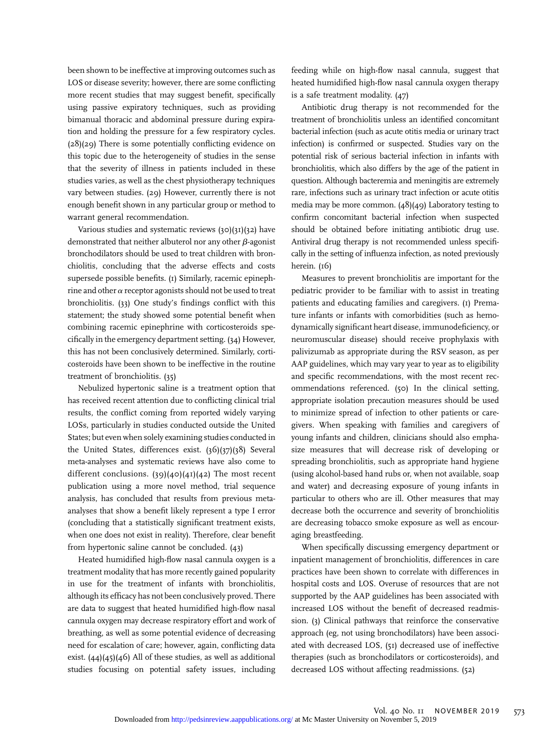been shown to be ineffective at improving outcomes such as LOS or disease severity; however, there are some conflicting more recent studies that may suggest benefit, specifically using passive expiratory techniques, such as providing bimanual thoracic and abdominal pressure during expiration and holding the pressure for a few respiratory cycles. (28)(29) There is some potentially conflicting evidence on this topic due to the heterogeneity of studies in the sense that the severity of illness in patients included in these studies varies, as well as the chest physiotherapy techniques vary between studies. (29) However, currently there is not enough benefit shown in any particular group or method to warrant general recommendation.

Various studies and systematic reviews (30)(31)(32) have demonstrated that neither albuterol nor any other $\beta$-agonist bronchodilators should be used to treat children with bronchiolitis, concluding that the adverse effects and costs supersede possible benefits. (1) Similarly, racemic epinephrine and other $\alpha$ receptor agonists should not be used to treat bronchiolitis. (33) One study's findings conflict with this statement; the study showed some potential benefit when combining racemic epinephrine with corticosteroids specifically in the emergency department setting. (34) However, this has not been conclusively determined. Similarly, corticosteroids have been shown to be ineffective in the routine treatment of bronchiolitis. (35)

Nebulized hypertonic saline is a treatment option that has received recent attention due to conflicting clinical trial results, the conflict coming from reported widely varying LOSs, particularly in studies conducted outside the United States; but even when solely examining studies conducted in the United States, differences exist. (36)(37)(38) Several meta-analyses and systematic reviews have also come to different conclusions. (39)(40)(41)(42) The most recent publication using a more novel method, trial sequence analysis, has concluded that results from previous meta-analyses that show a benefit likely represent a type I error (concluding that a statistically significant treatment exists, when one does not exist in reality). Therefore, clear benefit from hypertonic saline cannot be concluded. (43)

Heated humidified high-flow nasal cannula oxygen is a treatment modality that has more recently gained popularity in use for the treatment of infants with bronchiolitis, although its efficacy has not been conclusively proved. There are data to suggest that heated humidified high-flow nasal cannula oxygen may decrease respiratory effort and work of breathing, as well as some potential evidence of decreasing need for escalation of care; however, again, conflicting data exist. (44)(45)(46) All of these studies, as well as additional studies focusing on potential safety issues, including feeding while on high-flow nasal cannula, suggest that heated humidified high-flow nasal cannula oxygen therapy is a safe treatment modality. (47)

Antibiotic drug therapy is not recommended for the treatment of bronchiolitis unless an identified concomitant bacterial infection (such as acute otitis media or urinary tract infection) is confirmed or suspected. Studies vary on the potential risk of serious bacterial infection in infants with bronchiolitis, which also differs by the age of the patient in question. Although bacteremia and meningitis are extremely rare, infections such as urinary tract infection or acute otitis media may be more common. (48)(49) Laboratory testing to confirm concomitant bacterial infection when suspected should be obtained before initiating antibiotic drug use. Antiviral drug therapy is not recommended unless specifically in the setting of influenza infection, as noted previously herein. (16)

Measures to prevent bronchiolitis are important for the pediatric provider to be familiar with to assist in treating patients and educating families and caregivers. (1) Premature infants or infants with comorbidities (such as hemodynamically significant heart disease, immunodeficiency, or neuromuscular disease) should receive prophylaxis with palivizumab as appropriate during the RSV season, as per AAP guidelines, which may vary year to year as to eligibility and specific recommendations, with the most recent recommendations referenced. (50) In the clinical setting, appropriate isolation precaution measures should be used to minimize spread of infection to other patients or caregivers. When speaking with families and caregivers of young infants and children, clinicians should also emphasize measures that will decrease risk of developing or spreading bronchiolitis, such as appropriate hand hygiene (using alcohol-based hand rubs or, when not available, soap and water) and decreasing exposure of young infants in particular to others who are ill. Other measures that may decrease both the occurrence and severity of bronchiolitis are decreasing tobacco smoke exposure as well as encouraging breastfeeding.

When specifically discussing emergency department or inpatient management of bronchiolitis, differences in care practices have been shown to correlate with differences in hospital costs and LOS. Overuse of resources that are not supported by the AAP guidelines has been associated with increased LOS without the benefit of decreased readmission. (3) Clinical pathways that reinforce the conservative approach (eg, not using bronchodilators) have been associated with decreased LOS, (51) decreased use of ineffective therapies (such as bronchodilators or corticosteroids), and decreased LOS without affecting readmissions. (52)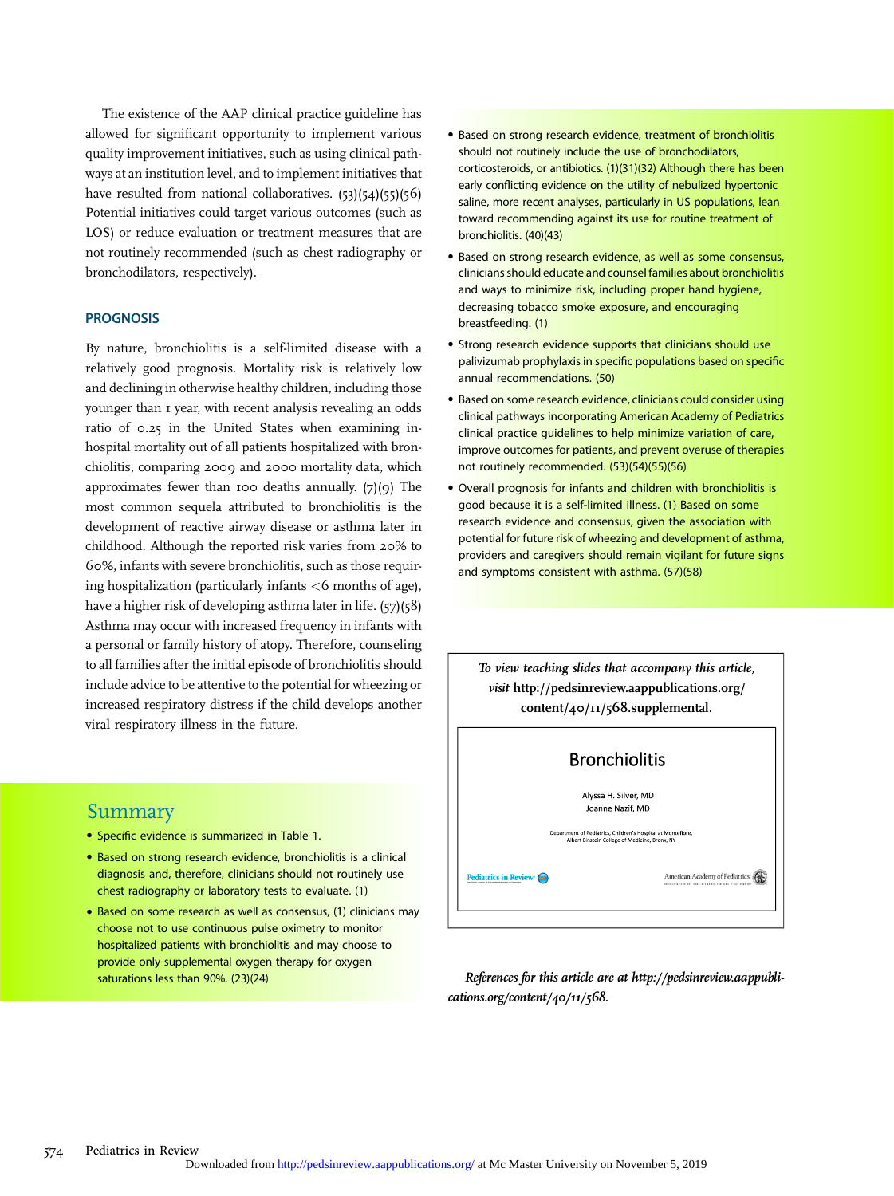The existence of the AAP clinical practice guideline has allowed for significant opportunity to implement various quality improvement initiatives, such as using clinical pathways at an institution level, and to implement initiatives that have resulted from national collaboratives. (53)(54)(55)(56) Potential initiatives could target various outcomes (such as LOS) or reduce evaluation or treatment measures that are not routinely recommended (such as chest radiography or bronchodilators, respectively).

## PROGNOSIS

By nature, bronchiolitis is a self-limited disease with a relatively good prognosis. Mortality risk is relatively low and declining in otherwise healthy children, including those younger than 1 year, with recent analysis revealing an odds ratio of 0.25 in the United States when examining in-hospital mortality out of all patients hospitalized with bronchiolitis, comparing 2009 and 2000 mortality data, which approximates fewer than 100 deaths annually. (7)(9) The most common sequela attributed to bronchiolitis is the development of reactive airway disease or asthma later in childhood. Although the reported risk varies from 20% to 60%, infants with severe bronchiolitis, such as those requiring hospitalization (particularly infants <6 months of age), have a higher risk of developing asthma later in life. (57)(58) Asthma may occur with increased frequency in infants with a personal or family history of atopy. Therefore, counseling to all families after the initial episode of bronchiolitis should include advice to be attentive to the potential for wheezing or increased respiratory distress if the child develops another viral respiratory illness in the future.

## Summary

- Specific evidence is summarized in Table 1.
- Based on strong research evidence, bronchiolitis is a clinical diagnosis and, therefore, clinicians should not routinely use chest radiography or laboratory tests to evaluate. (1)
- Based on some research as well as consensus, (1) clinicians may choose not to use continuous pulse oximetry to monitor hospitalized patients with bronchiolitis and may choose to provide only supplemental oxygen therapy for oxygen saturations less than 90%. (23)(24)
- Based on strong research evidence, treatment of bronchiolitis should not routinely include the use of bronchodilators, corticosteroids, or antibiotics. (1)(31)(32) Although there has been early conflicting evidence on the utility of nebulized hypertonic saline, more recent analyses, particularly in US populations, lean toward recommending against its use for routine treatment of bronchiolitis. (40)(43)
- Based on strong research evidence, as well as some consensus, clinicians should educate and counsel families about bronchiolitis and ways to minimize risk, including proper hand hygiene, decreasing tobacco smoke exposure, and encouraging breastfeeding. (1)
- Strong research evidence supports that clinicians should use palivizumab prophylaxis in specific populations based on specific annual recommendations. (50)
- Based on some research evidence, clinicians could consider using clinical pathways incorporating American Academy of Pediatrics clinical practice guidelines to help minimize variation of care, improve outcomes for patients, and prevent overuse of therapies not routinely recommended. (53)(54)(55)(56)
- Overall prognosis for infants and children with bronchiolitis is good because it is a self-limited illness. (1) Based on some research evidence and consensus, given the association with potential for future risk of wheezing and development of asthma, providers and caregivers should remain vigilant for future signs and symptoms consistent with asthma. (57)(58)

*To view teaching slides that accompany this article, visit* **http://pedsinreview.aappublications.org/content/40/11/568.supplemental.**

Bronchiolitis

Alyssa H. Silver, MD
Joanne Nazif, MD

Department of Pediatrics, Children's Hospital at Montefiore, Albert Einstein College of Medicine, Bronx, NY

*References for this article are at http://pedsinreview.aappublications.org/content/40/11/568.*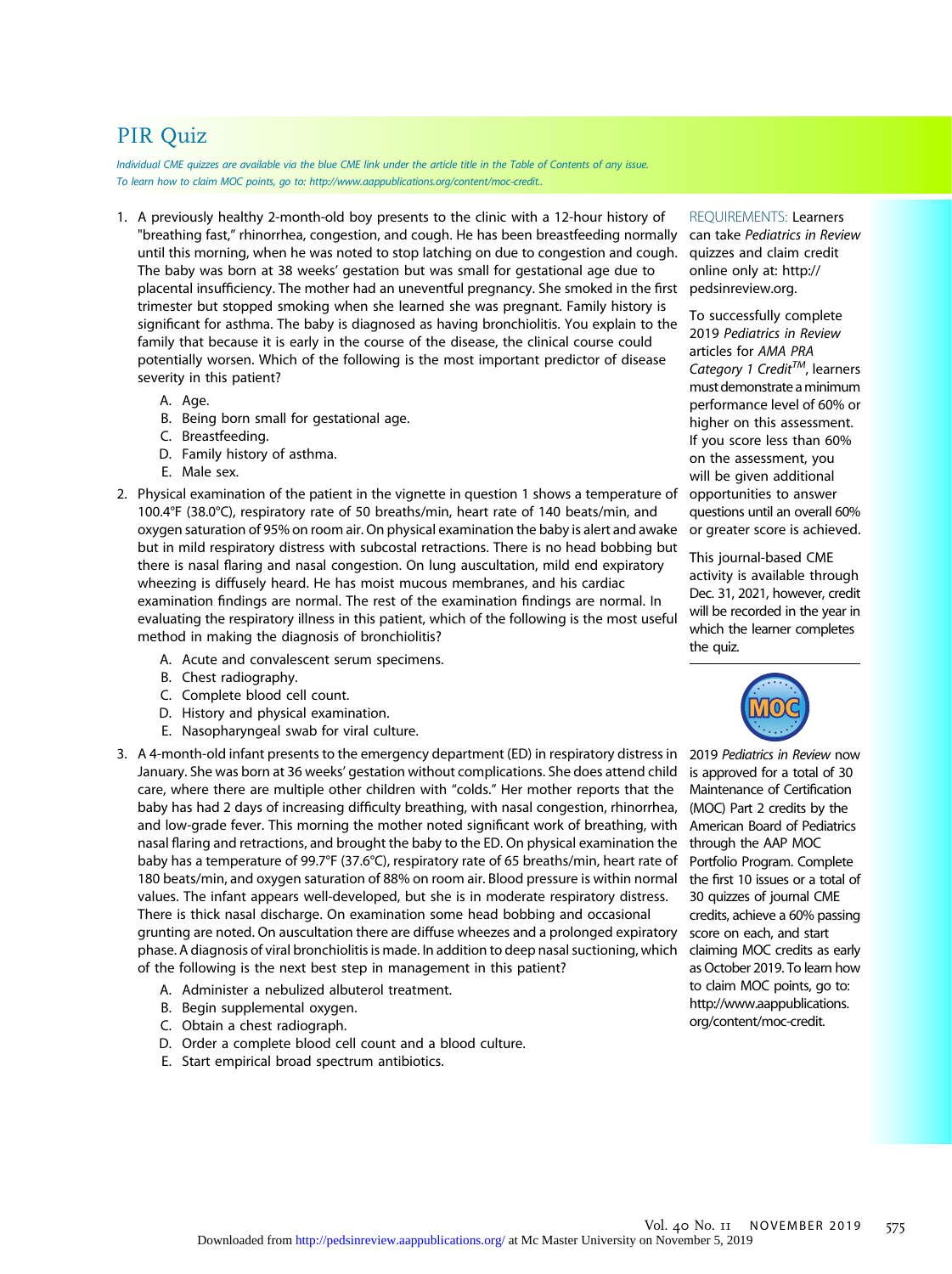# PIR Quiz

*Individual CME quizzes are available via the blue CME link under the article title in the Table of Contents of any issue.*
*To learn how to claim MOC points, go to: http://www.aappublications.org/content/moc-credit..*

1. A previously healthy 2-month-old boy presents to the clinic with a 12-hour history of "breathing fast," rhinorrhea, congestion, and cough. He has been breastfeeding normally until this morning, when he was noted to stop latching on due to congestion and cough. The baby was born at 38 weeks' gestation but was small for gestational age due to placental insufficiency. The mother had an uneventful pregnancy. She smoked in the first trimester but stopped smoking when she learned she was pregnant. Family history is significant for asthma. The baby is diagnosed as having bronchiolitis. You explain to the family that because it is early in the course of the disease, the clinical course could potentially worsen. Which of the following is the most important predictor of disease severity in this patient?

   A. Age.
   B. Being born small for gestational age.
   C. Breastfeeding.
   D. Family history of asthma.
   E. Male sex.

2. Physical examination of the patient in the vignette in question 1 shows a temperature of 100.4°F (38.0°C), respiratory rate of 50 breaths/min, heart rate of 140 beats/min, and oxygen saturation of 95% on room air. On physical examination the baby is alert and awake but in mild respiratory distress with subcostal retractions. There is no head bobbing but there is nasal flaring and nasal congestion. On lung auscultation, mild end expiratory wheezing is diffusely heard. He has moist mucous membranes, and his cardiac examination findings are normal. The rest of the examination findings are normal. In evaluating the respiratory illness in this patient, which of the following is the most useful method in making the diagnosis of bronchiolitis?

   A. Acute and convalescent serum specimens.
   B. Chest radiography.
   C. Complete blood cell count.
   D. History and physical examination.
   E. Nasopharyngeal swab for viral culture.

3. A 4-month-old infant presents to the emergency department (ED) in respiratory distress in January. She was born at 36 weeks' gestation without complications. She does attend child care, where there are multiple other children with "colds." Her mother reports that the baby has had 2 days of increasing difficulty breathing, with nasal congestion, rhinorrhea, and low-grade fever. This morning the mother noted significant work of breathing, with nasal flaring and retractions, and brought the baby to the ED. On physical examination the baby has a temperature of 99.7°F (37.6°C), respiratory rate of 65 breaths/min, heart rate of 180 beats/min, and oxygen saturation of 88% on room air. Blood pressure is within normal values. The infant appears well-developed, but she is in moderate respiratory distress. There is thick nasal discharge. On examination some head bobbing and occasional grunting are noted. On auscultation there are diffuse wheezes and a prolonged expiratory phase. A diagnosis of viral bronchiolitis is made. In addition to deep nasal suctioning, which of the following is the next best step in management in this patient?

   A. Administer a nebulized albuterol treatment.
   B. Begin supplemental oxygen.
   C. Obtain a chest radiograph.
   D. Order a complete blood cell count and a blood culture.
   E. Start empirical broad spectrum antibiotics.

REQUIREMENTS: Learners can take *Pediatrics in Review* quizzes and claim credit online only at: http://pedsinreview.org.

To successfully complete 2019 *Pediatrics in Review* articles for *AMA PRA Category 1 Credit™*, learners must demonstrate a minimum performance level of 60% or higher on this assessment. If you score less than 60% on the assessment, you will be given additional opportunities to answer questions until an overall 60% or greater score is achieved.

This journal-based CME activity is available through Dec. 31, 2021, however, credit will be recorded in the year in which the learner completes the quiz.

2019 *Pediatrics in Review* now is approved for a total of 30 Maintenance of Certification (MOC) Part 2 credits by the American Board of Pediatrics through the AAP MOC Portfolio Program. Complete the first 10 issues or a total of 30 quizzes of journal CME credits, achieve a 60% passing score on each, and start claiming MOC credits as early as October 2019. To learn how to claim MOC points, go to: http://www.aappublications.org/content/moc-credit.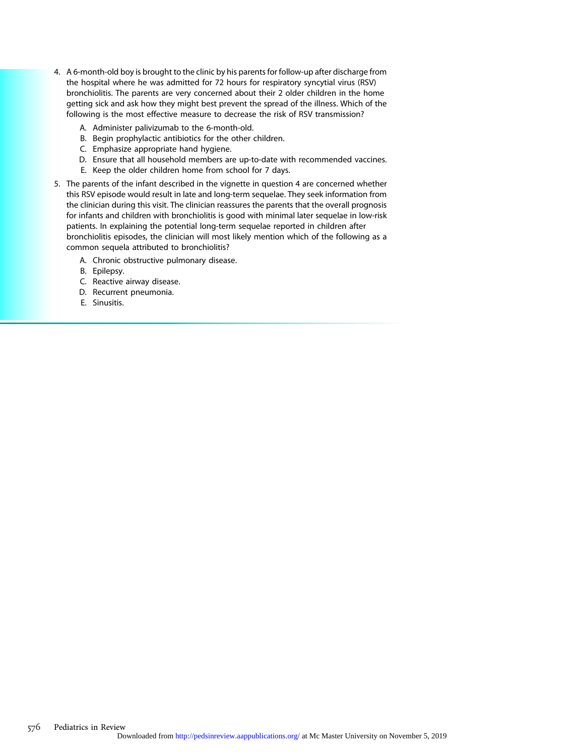4. A 6-month-old boy is brought to the clinic by his parents for follow-up after discharge from the hospital where he was admitted for 72 hours for respiratory syncytial virus (RSV) bronchiolitis. The parents are very concerned about their 2 older children in the home getting sick and ask how they might best prevent the spread of the illness. Which of the following is the most effective measure to decrease the risk of RSV transmission?
   - A. Administer palivizumab to the 6-month-old.
   - B. Begin prophylactic antibiotics for the other children.
   - C. Emphasize appropriate hand hygiene.
   - D. Ensure that all household members are up-to-date with recommended vaccines.
   - E. Keep the older children home from school for 7 days.

5. The parents of the infant described in the vignette in question 4 are concerned whether this RSV episode would result in late and long-term sequelae. They seek information from the clinician during this visit. The clinician reassures the parents that the overall prognosis for infants and children with bronchiolitis is good with minimal later sequelae in low-risk patients. In explaining the potential long-term sequelae reported in children after bronchiolitis episodes, the clinician will most likely mention which of the following as a common sequela attributed to bronchiolitis?
   - A. Chronic obstructive pulmonary disease.
   - B. Epilepsy.
   - C. Reactive airway disease.
   - D. Recurrent pneumonia.
   - E. Sinusitis.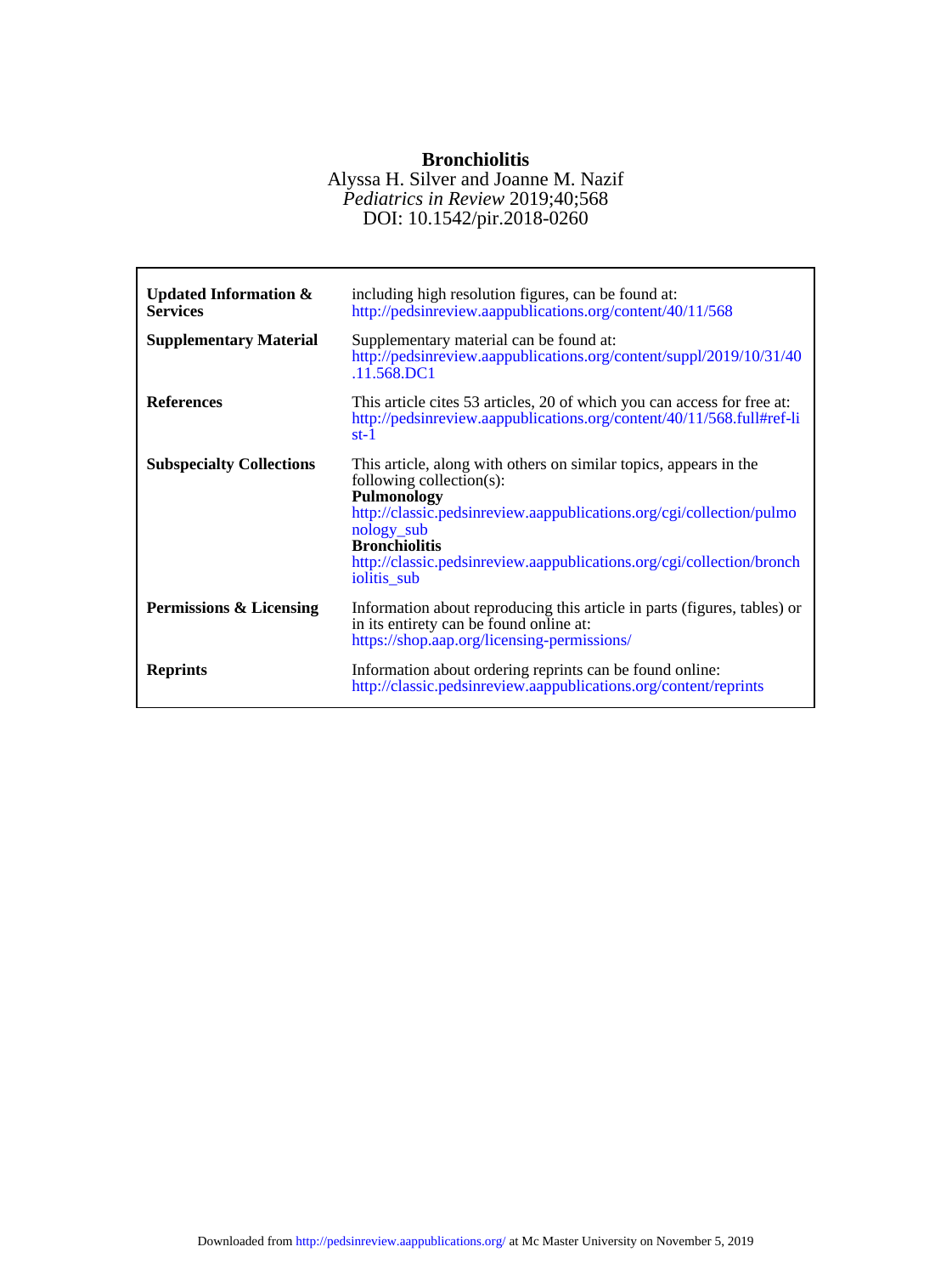# Bronchiolitis

Alyssa H. Silver and Joanne M. Nazif
*Pediatrics in Review* 2019;40;568
DOI: 10.1542/pir.2018-0260

| | |
|---|---|
| **Updated Information & Services** | including high resolution figures, can be found at: http://pedsinreview.aappublications.org/content/40/11/568 |
| **Supplementary Material** | Supplementary material can be found at: http://pedsinreview.aappublications.org/content/suppl/2019/10/31/40.11.568.DC1 |
| **References** | This article cites 53 articles, 20 of which you can access for free at: http://pedsinreview.aappublications.org/content/40/11/568.full#ref-list-1 |
| **Subspecialty Collections** | This article, along with others on similar topics, appears in the following collection(s): **Pulmonology** http://classic.pedsinreview.aappublications.org/cgi/collection/pulmonology_sub **Bronchiolitis** http://classic.pedsinreview.aappublications.org/cgi/collection/bronchiolitis_sub |
| **Permissions & Licensing** | Information about reproducing this article in parts (figures, tables) or in its entirety can be found online at: https://shop.aap.org/licensing-permissions/ |
| **Reprints** | Information about ordering reprints can be found online: http://classic.pedsinreview.aappublications.org/content/reprints |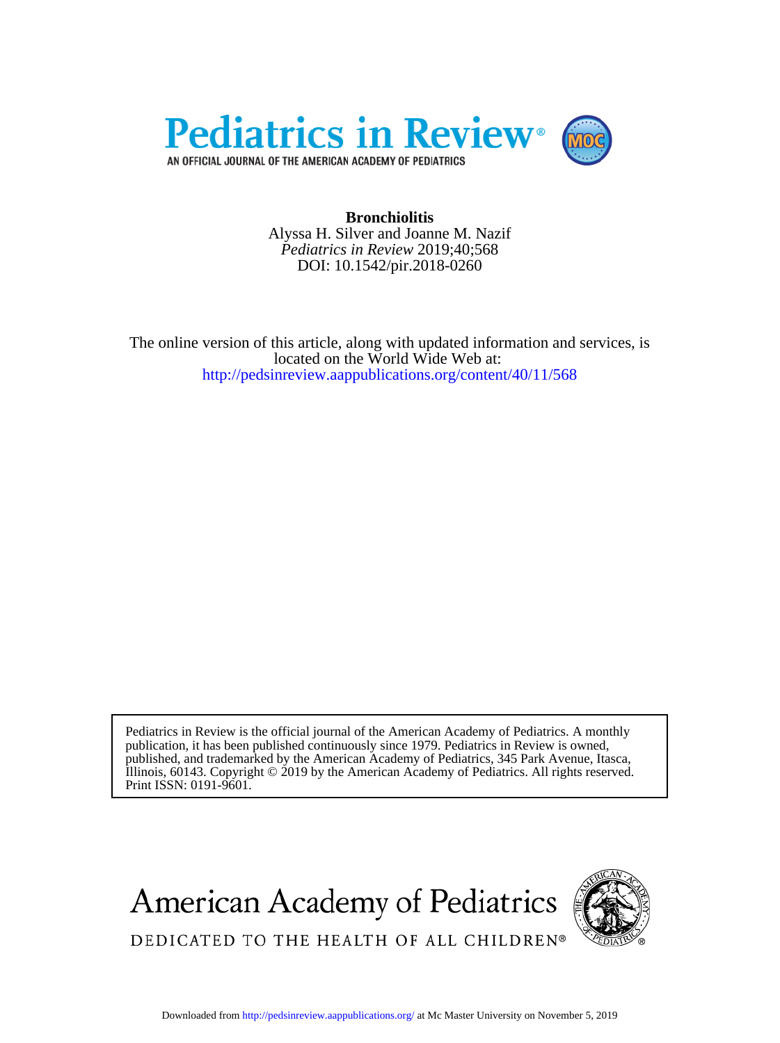# Pediatrics in Review

AN OFFICIAL JOURNAL OF THE AMERICAN ACADEMY OF PEDIATRICS

**Bronchiolitis**

Alyssa H. Silver and Joanne M. Nazif

*Pediatrics in Review* 2019;40;568

DOI: 10.1542/pir.2018-0260

The online version of this article, along with updated information and services, is located on the World Wide Web at:

http://pedsinreview.aappublications.org/content/40/11/568

Pediatrics in Review is the official journal of the American Academy of Pediatrics. A monthly publication, it has been published continuously since 1979. Pediatrics in Review is owned, published, and trademarked by the American Academy of Pediatrics, 345 Park Avenue, Itasca, Illinois, 60143. Copyright © 2019 by the American Academy of Pediatrics. All rights reserved. Print ISSN: 0191-9601.

American Academy of Pediatrics

DEDICATED TO THE HEALTH OF ALL CHILDREN®

Downloaded from http://pedsinreview.aappublications.org/ at Mc Master University on November 5, 2019